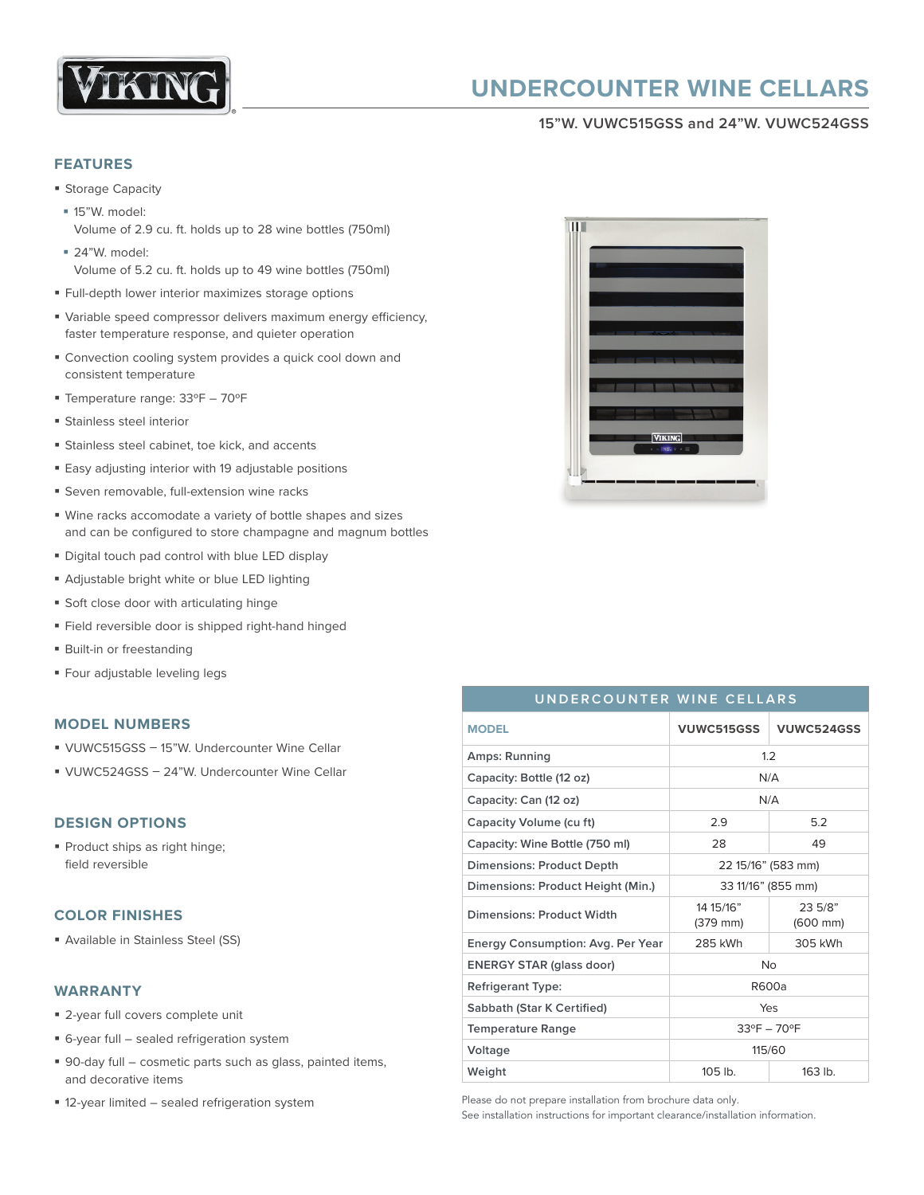# UNDERCOUNTER WINE CELLARS

### 15"W. VUWC515GSS and 24"W. VUWC524GSS

## FEATURES

- Storage Capacity
  - 15"W. model:
    Volume of 2.9 cu. ft. holds up to 28 wine bottles (750ml)
  - 24"W. model:
    Volume of 5.2 cu. ft. holds up to 49 wine bottles (750ml)
- Full-depth lower interior maximizes storage options
- Variable speed compressor delivers maximum energy efficiency, faster temperature response, and quieter operation
- Convection cooling system provides a quick cool down and consistent temperature
- Temperature range: 33ºF – 70ºF
- Stainless steel interior
- Stainless steel cabinet, toe kick, and accents
- Easy adjusting interior with 19 adjustable positions
- Seven removable, full-extension wine racks
- Wine racks accomodate a variety of bottle shapes and sizes and can be configured to store champagne and magnum bottles
- Digital touch pad control with blue LED display
- Adjustable bright white or blue LED lighting
- Soft close door with articulating hinge
- Field reversible door is shipped right-hand hinged
- Built-in or freestanding
- Four adjustable leveling legs

## MODEL NUMBERS

- VUWC515GSS – 15"W. Undercounter Wine Cellar
- VUWC524GSS – 24"W. Undercounter Wine Cellar

## DESIGN OPTIONS

- Product ships as right hinge; field reversible

## COLOR FINISHES

- Available in Stainless Steel (SS)

## WARRANTY

- 2-year full covers complete unit
- 6-year full – sealed refrigeration system
- 90-day full – cosmetic parts such as glass, painted items, and decorative items
- 12-year limited – sealed refrigeration system

**UNDERCOUNTER WINE CELLARS**

| MODEL | VUWC515GSS | VUWC524GSS |
|---|---|---|
| Amps: Running | 1.2 | |
| Capacity: Bottle (12 oz) | N/A | |
| Capacity: Can (12 oz) | N/A | |
| Capacity Volume (cu ft) | 2.9 | 5.2 |
| Capacity: Wine Bottle (750 ml) | 28 | 49 |
| Dimensions: Product Depth | 22 15/16" (583 mm) | |
| Dimensions: Product Height (Min.) | 33 11/16" (855 mm) | |
| Dimensions: Product Width | 14 15/16" (379 mm) | 23 5/8" (600 mm) |
| Energy Consumption: Avg. Per Year | 285 kWh | 305 kWh |
| ENERGY STAR (glass door) | No | |
| Refrigerant Type: | R600a | |
| Sabbath (Star K Certified) | Yes | |
| Temperature Range | 33ºF – 70ºF | |
| Voltage | 115/60 | |
| Weight | 105 lb. | 163 lb. |

Please do not prepare installation from brochure data only.
See installation instructions for important clearance/installation information.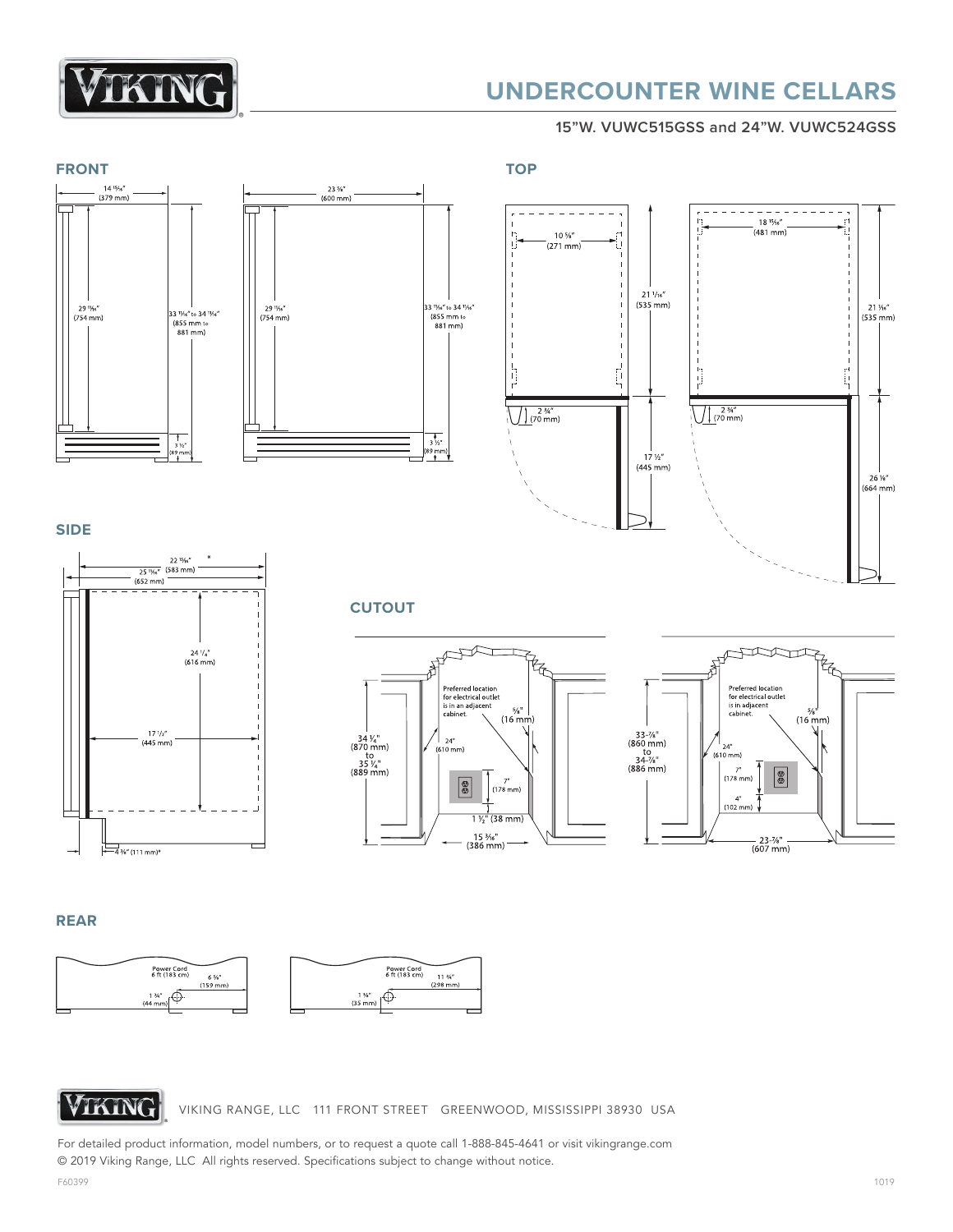# UNDERCOUNTER WINE CELLARS

**15"W. VUWC515GSS and 24"W. VUWC524GSS**

## FRONT

14 15/16" (379 mm)

29 11/16" (754 mm)

33 11/16" to 34 11/16" (855 mm to 881 mm)

3 1/2" (89 mm)

23 5/8" (600 mm)

29 11/16" (754 mm)

33 11/16" to 34 11/16" (855 mm to 881 mm)

3 1/2" (89 mm)

## TOP

10 5/8" (271 mm)

21 1/16" (535 mm)

2 3/4" (70 mm)

17 1/2" (445 mm)

18 15/16" (481 mm)

21 1/16" (535 mm)

2 3/4" (70 mm)

26 1/8" (664 mm)

## SIDE

22 15/16" (583 mm) *

25 11/16" (652 mm)

24 1/4" (616 mm)

17 1/2" (445 mm)

4 3/8" (111 mm)*

## CUTOUT

Preferred location for electrical outlet is in an adjacent cabinet.

5/8" (16 mm)

34 1/4" (870 mm) to 35 1/4" (889 mm)

24" (610 mm)

7" (178 mm)

1 1/2" (38 mm)

15 3/16" (386 mm)

Preferred location for electrical outlet is in adjacent cabinet.

5/8" (16 mm)

33-7/8" (860 mm) to 34-7/8" (886 mm)

24" (610 mm)

7" (178 mm)

4" (102 mm)

23-7/8" (607 mm)

## REAR

Power Cord 6 ft (183 cm)

6 1/4" (159 mm)

1 3/4" (44 mm)

Power Cord 6 ft (183 cm)

11 3/4" (298 mm)

1 3/8" (35 mm)

VIKING RANGE, LLC 111 FRONT STREET GREENWOOD, MISSISSIPPI 38930 USA

For detailed product information, model numbers, or to request a quote call 1-888-845-4641 or visit vikingrange.com
© 2019 Viking Range, LLC All rights reserved. Specifications subject to change without notice.

F60399 1019